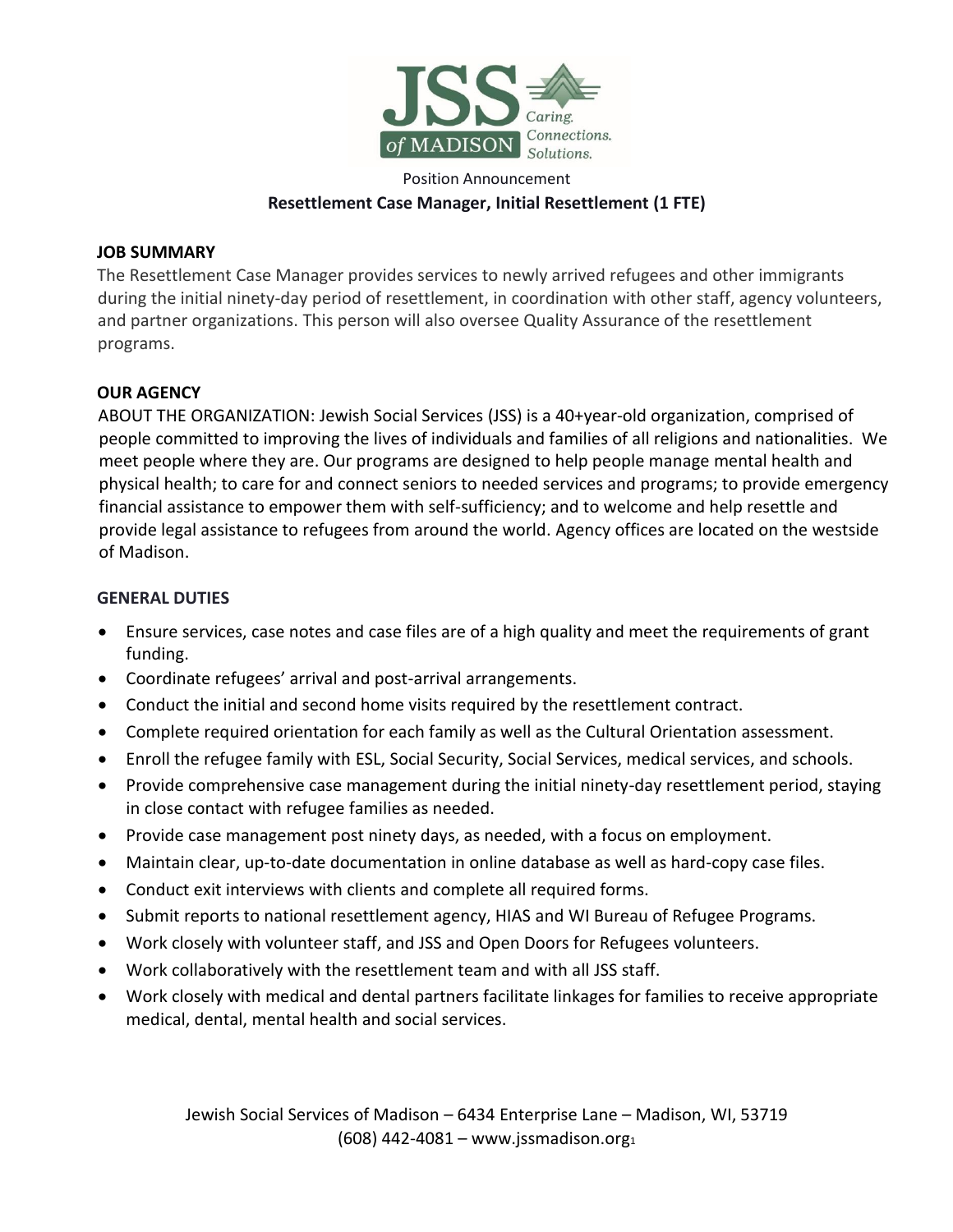Position Announcement

**Resettlement Case Manager, Initial Resettlement (1 FTE)**

## JOB SUMMARY

The Resettlement Case Manager provides services to newly arrived refugees and other immigrants during the initial ninety-day period of resettlement, in coordination with other staff, agency volunteers, and partner organizations. This person will also oversee Quality Assurance of the resettlement programs.

## OUR AGENCY

ABOUT THE ORGANIZATION: Jewish Social Services (JSS) is a 40+year-old organization, comprised of people committed to improving the lives of individuals and families of all religions and nationalities. We meet people where they are. Our programs are designed to help people manage mental health and physical health; to care for and connect seniors to needed services and programs; to provide emergency financial assistance to empower them with self-sufficiency; and to welcome and help resettle and provide legal assistance to refugees from around the world. Agency offices are located on the westside of Madison.

## GENERAL DUTIES

- Ensure services, case notes and case files are of a high quality and meet the requirements of grant funding.
- Coordinate refugees' arrival and post-arrival arrangements.
- Conduct the initial and second home visits required by the resettlement contract.
- Complete required orientation for each family as well as the Cultural Orientation assessment.
- Enroll the refugee family with ESL, Social Security, Social Services, medical services, and schools.
- Provide comprehensive case management during the initial ninety-day resettlement period, staying in close contact with refugee families as needed.
- Provide case management post ninety days, as needed, with a focus on employment.
- Maintain clear, up-to-date documentation in online database as well as hard-copy case files.
- Conduct exit interviews with clients and complete all required forms.
- Submit reports to national resettlement agency, HIAS and WI Bureau of Refugee Programs.
- Work closely with volunteer staff, and JSS and Open Doors for Refugees volunteers.
- Work collaboratively with the resettlement team and with all JSS staff.
- Work closely with medical and dental partners facilitate linkages for families to receive appropriate medical, dental, mental health and social services.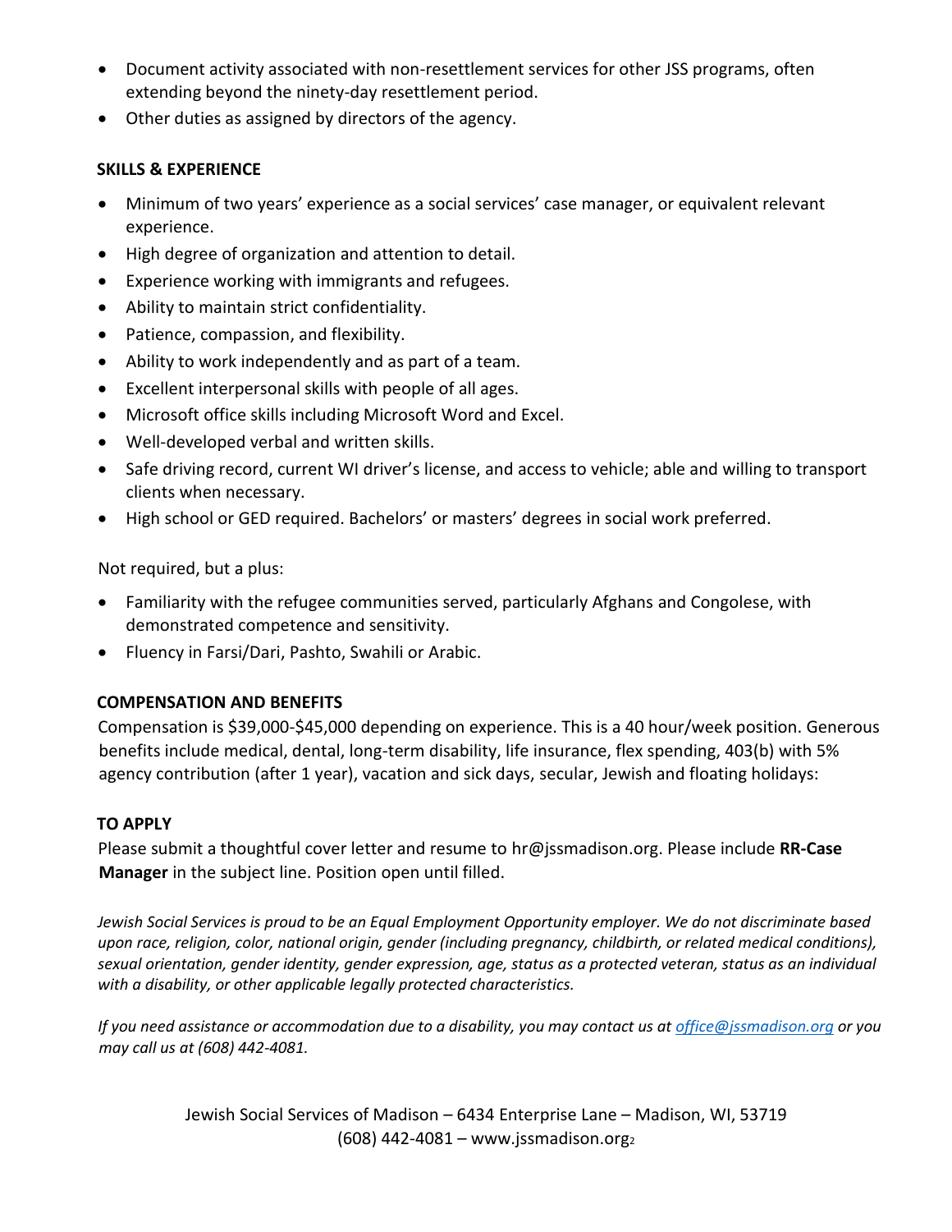- Document activity associated with non-resettlement services for other JSS programs, often extending beyond the ninety-day resettlement period.
- Other duties as assigned by directors of the agency.

**SKILLS & EXPERIENCE**

- Minimum of two years' experience as a social services' case manager, or equivalent relevant experience.
- High degree of organization and attention to detail.
- Experience working with immigrants and refugees.
- Ability to maintain strict confidentiality.
- Patience, compassion, and flexibility.
- Ability to work independently and as part of a team.
- Excellent interpersonal skills with people of all ages.
- Microsoft office skills including Microsoft Word and Excel.
- Well-developed verbal and written skills.
- Safe driving record, current WI driver's license, and access to vehicle; able and willing to transport clients when necessary.
- High school or GED required. Bachelors' or masters' degrees in social work preferred.

Not required, but a plus:

- Familiarity with the refugee communities served, particularly Afghans and Congolese, with demonstrated competence and sensitivity.
- Fluency in Farsi/Dari, Pashto, Swahili or Arabic.

**COMPENSATION AND BENEFITS**

Compensation is $39,000-$45,000 depending on experience. This is a 40 hour/week position. Generous benefits include medical, dental, long-term disability, life insurance, flex spending, 403(b) with 5% agency contribution (after 1 year), vacation and sick days, secular, Jewish and floating holidays:

**TO APPLY**

Please submit a thoughtful cover letter and resume to hr@jssmadison.org. Please include **RR-Case Manager** in the subject line. Position open until filled.

*Jewish Social Services is proud to be an Equal Employment Opportunity employer. We do not discriminate based upon race, religion, color, national origin, gender (including pregnancy, childbirth, or related medical conditions), sexual orientation, gender identity, gender expression, age, status as a protected veteran, status as an individual with a disability, or other applicable legally protected characteristics.*

*If you need assistance or accommodation due to a disability, you may contact us at [office@jssmadison.org](mailto:office@jssmadison.org) or you may call us at (608) 442-4081.*

Jewish Social Services of Madison – 6434 Enterprise Lane – Madison, WI, 53719
(608) 442-4081 – www.jssmadison.org